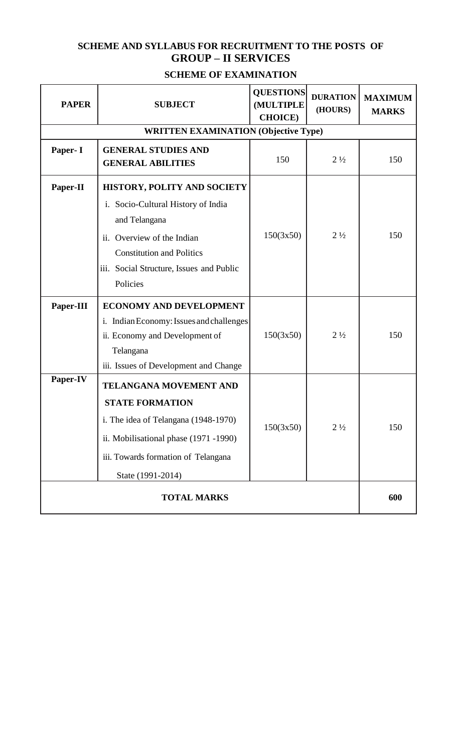## SCHEME AND SYLLABUS FOR RECRUITMENT TO THE POSTS OF GROUP – II SERVICES

### SCHEME OF EXAMINATION

| PAPER | SUBJECT | QUESTIONS (MULTIPLE CHOICE) | DURATION (HOURS) | MAXIMUM MARKS |
|---|---|---|---|---|
| **WRITTEN EXAMINATION (Objective Type)** | | | | |
| **Paper- I** | **GENERAL STUDIES AND GENERAL ABILITIES** | 150 | 2 ½ | 150 |
| **Paper-II** | **HISTORY, POLITY AND SOCIETY**<br>i. Socio-Cultural History of India and Telangana<br>ii. Overview of the Indian Constitution and Politics<br>iii. Social Structure, Issues and Public Policies | 150(3x50) | 2 ½ | 150 |
| **Paper-III** | **ECONOMY AND DEVELOPMENT**<br>i. Indian Economy: Issues and challenges<br>ii. Economy and Development of Telangana<br>iii. Issues of Development and Change | 150(3x50) | 2 ½ | 150 |
| **Paper-IV** | **TELANGANA MOVEMENT AND STATE FORMATION**<br>i. The idea of Telangana (1948-1970)<br>ii. Mobilisational phase (1971 -1990)<br>iii. Towards formation of Telangana State (1991-2014) | 150(3x50) | 2 ½ | 150 |
| **TOTAL MARKS** | | | | **600** |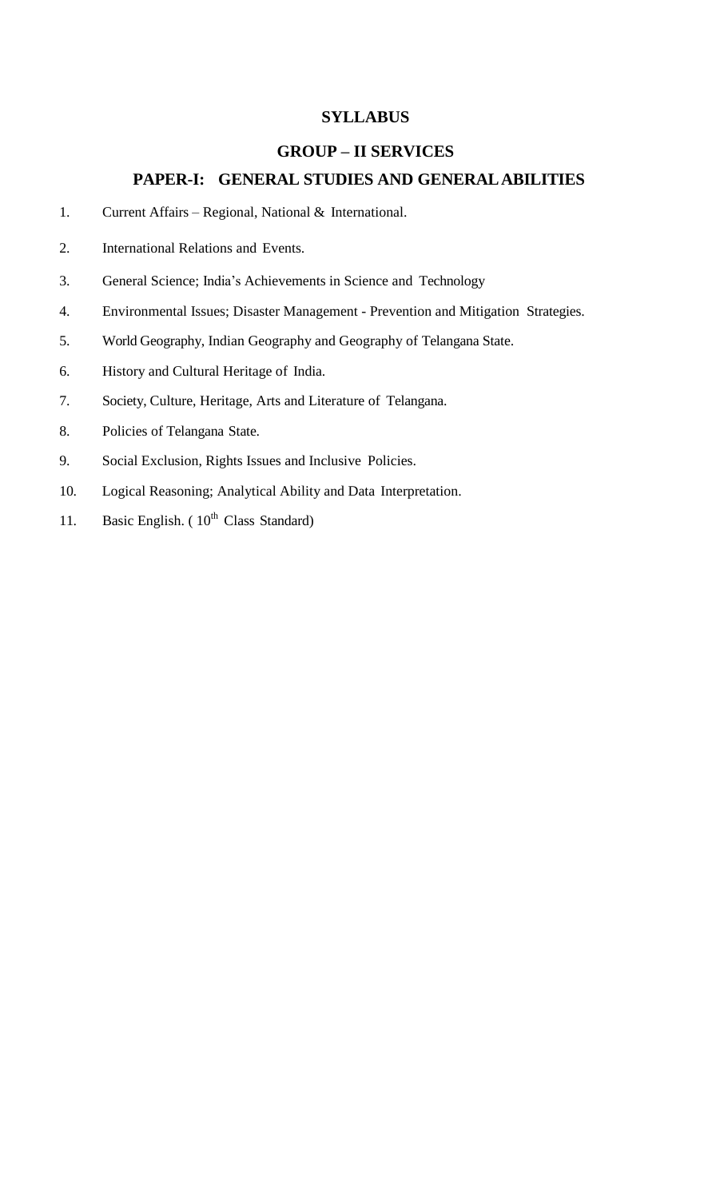# SYLLABUS

## GROUP – II SERVICES

## PAPER-I: GENERAL STUDIES AND GENERAL ABILITIES

1. Current Affairs – Regional, National & International.
2. International Relations and Events.
3. General Science; India's Achievements in Science and Technology
4. Environmental Issues; Disaster Management - Prevention and Mitigation Strategies.
5. World Geography, Indian Geography and Geography of Telangana State.
6. History and Cultural Heritage of India.
7. Society, Culture, Heritage, Arts and Literature of Telangana.
8. Policies of Telangana State.
9. Social Exclusion, Rights Issues and Inclusive Policies.
10. Logical Reasoning; Analytical Ability and Data Interpretation.
11. Basic English. ( 10th Class Standard)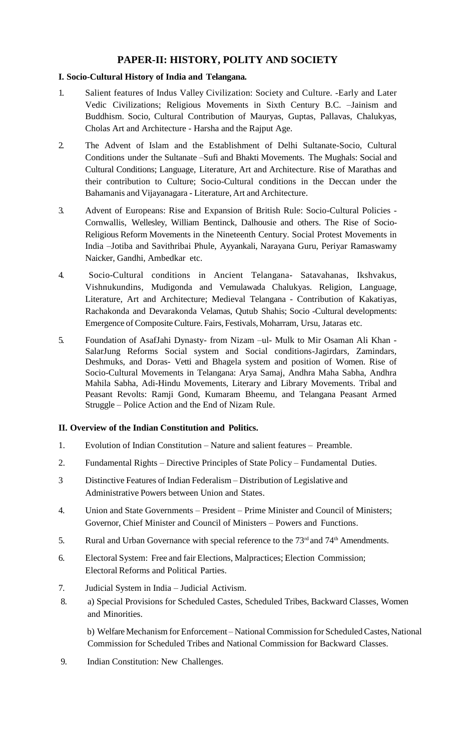## PAPER-II: HISTORY, POLITY AND SOCIETY

### I. Socio-Cultural History of India and Telangana.

1. Salient features of Indus Valley Civilization: Society and Culture. -Early and Later Vedic Civilizations; Religious Movements in Sixth Century B.C. –Jainism and Buddhism. Socio, Cultural Contribution of Mauryas, Guptas, Pallavas, Chalukyas, Cholas Art and Architecture - Harsha and the Rajput Age.

2. The Advent of Islam and the Establishment of Delhi Sultanate-Socio, Cultural Conditions under the Sultanate –Sufi and Bhakti Movements. The Mughals: Social and Cultural Conditions; Language, Literature, Art and Architecture. Rise of Marathas and their contribution to Culture; Socio-Cultural conditions in the Deccan under the Bahamanis and Vijayanagara - Literature, Art and Architecture.

3. Advent of Europeans: Rise and Expansion of British Rule: Socio-Cultural Policies - Cornwallis, Wellesley, William Bentinck, Dalhousie and others. The Rise of Socio-Religious Reform Movements in the Nineteenth Century. Social Protest Movements in India –Jotiba and Savithribai Phule, Ayyankali, Narayana Guru, Periyar Ramaswamy Naicker, Gandhi, Ambedkar etc.

4. Socio-Cultural conditions in Ancient Telangana- Satavahanas, Ikshvakus, Vishnukundins, Mudigonda and Vemulawada Chalukyas. Religion, Language, Literature, Art and Architecture; Medieval Telangana - Contribution of Kakatiyas, Rachakonda and Devarakonda Velamas, Qutub Shahis; Socio -Cultural developments: Emergence of Composite Culture. Fairs, Festivals, Moharram, Ursu, Jataras etc.

5. Foundation of AsafJahi Dynasty- from Nizam –ul- Mulk to Mir Osaman Ali Khan - SalarJung Reforms Social system and Social conditions-Jagirdars, Zamindars, Deshmuks, and Doras- Vetti and Bhagela system and position of Women. Rise of Socio-Cultural Movements in Telangana: Arya Samaj, Andhra Maha Sabha, Andhra Mahila Sabha, Adi-Hindu Movements, Literary and Library Movements. Tribal and Peasant Revolts: Ramji Gond, Kumaram Bheemu, and Telangana Peasant Armed Struggle – Police Action and the End of Nizam Rule.

### II. Overview of the Indian Constitution and Politics.

1. Evolution of Indian Constitution – Nature and salient features – Preamble.
2. Fundamental Rights – Directive Principles of State Policy – Fundamental Duties.
3. Distinctive Features of Indian Federalism – Distribution of Legislative and Administrative Powers between Union and States.
4. Union and State Governments – President – Prime Minister and Council of Ministers; Governor, Chief Minister and Council of Ministers – Powers and Functions.
5. Rural and Urban Governance with special reference to the 73rd and 74th Amendments.
6. Electoral System: Free and fair Elections, Malpractices; Election Commission; Electoral Reforms and Political Parties.
7. Judicial System in India – Judicial Activism.
8. a) Special Provisions for Scheduled Castes, Scheduled Tribes, Backward Classes, Women and Minorities.

   b) Welfare Mechanism for Enforcement – National Commission for Scheduled Castes, National Commission for Scheduled Tribes and National Commission for Backward Classes.
9. Indian Constitution: New Challenges.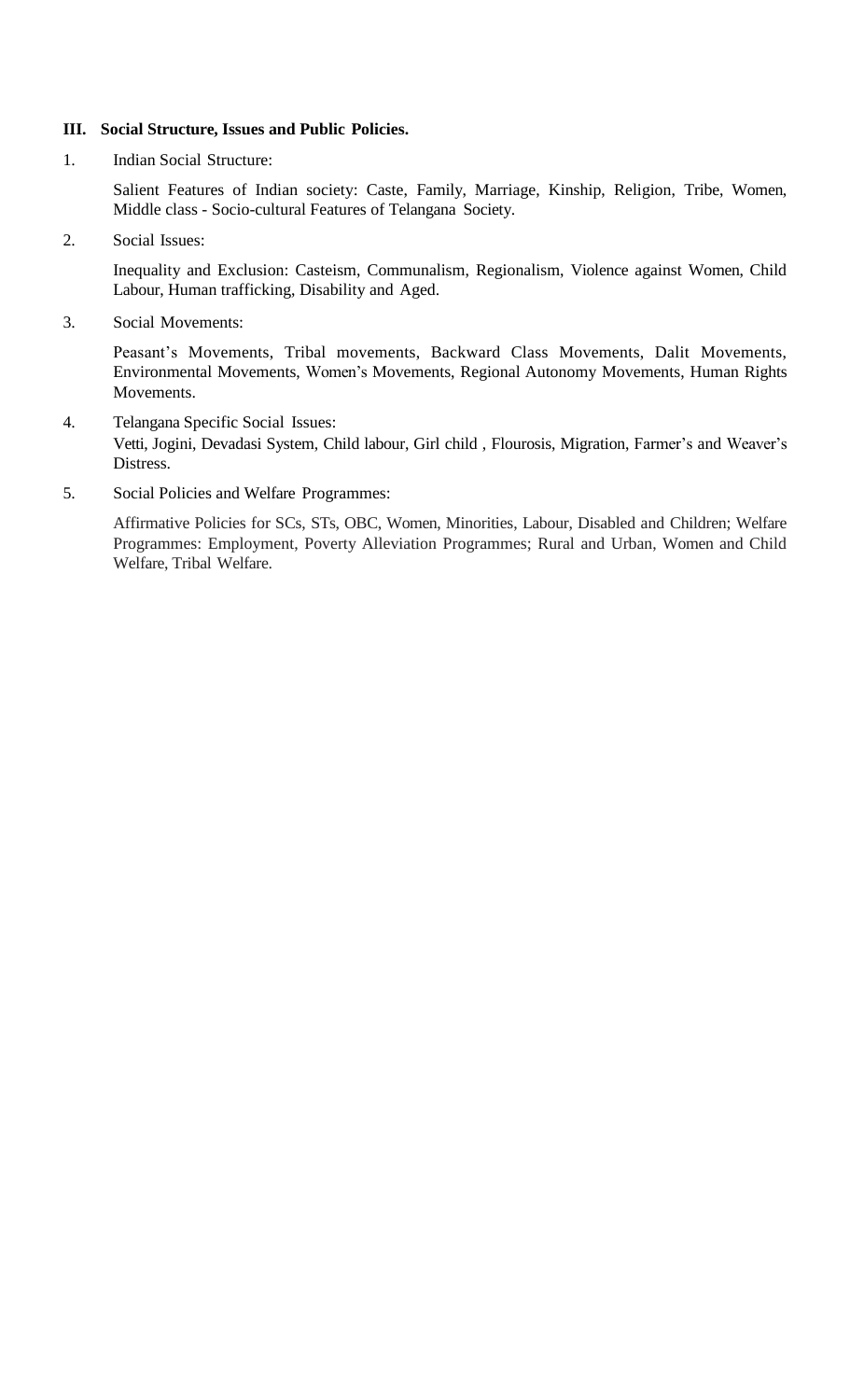### III. Social Structure, Issues and Public Policies.

1. Indian Social Structure:

   Salient Features of Indian society: Caste, Family, Marriage, Kinship, Religion, Tribe, Women, Middle class - Socio-cultural Features of Telangana Society.

2. Social Issues:

   Inequality and Exclusion: Casteism, Communalism, Regionalism, Violence against Women, Child Labour, Human trafficking, Disability and Aged.

3. Social Movements:

   Peasant's Movements, Tribal movements, Backward Class Movements, Dalit Movements, Environmental Movements, Women's Movements, Regional Autonomy Movements, Human Rights Movements.

4. Telangana Specific Social Issues:
   Vetti, Jogini, Devadasi System, Child labour, Girl child , Flourosis, Migration, Farmer's and Weaver's Distress.

5. Social Policies and Welfare Programmes:

   Affirmative Policies for SCs, STs, OBC, Women, Minorities, Labour, Disabled and Children; Welfare Programmes: Employment, Poverty Alleviation Programmes; Rural and Urban, Women and Child Welfare, Tribal Welfare.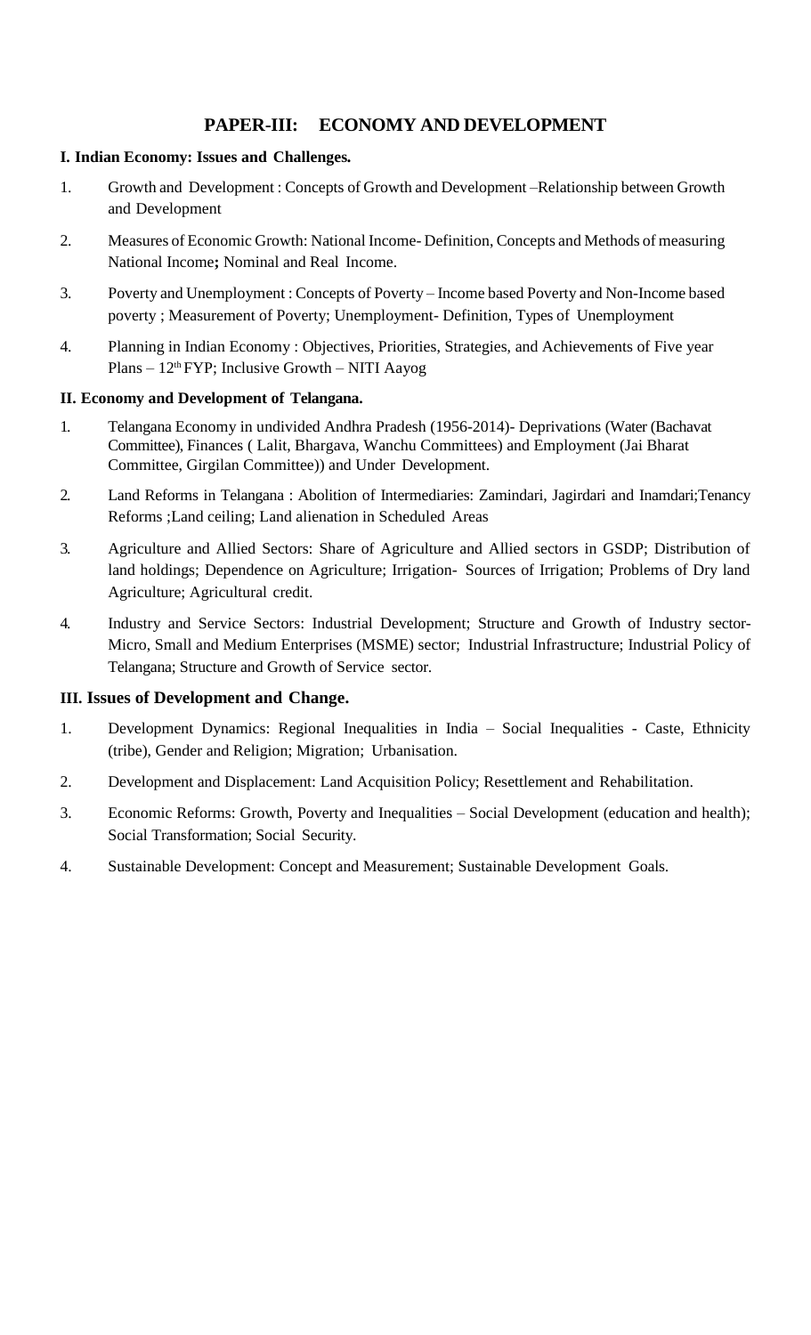## PAPER-III: ECONOMY AND DEVELOPMENT

**I. Indian Economy: Issues and Challenges.**

1. Growth and Development : Concepts of Growth and Development –Relationship between Growth and Development
2. Measures of Economic Growth: National Income- Definition, Concepts and Methods of measuring National Income**;** Nominal and Real Income.
3. Poverty and Unemployment : Concepts of Poverty – Income based Poverty and Non-Income based poverty ; Measurement of Poverty; Unemployment- Definition, Types of Unemployment
4. Planning in Indian Economy : Objectives, Priorities, Strategies, and Achievements of Five year Plans – 12th FYP; Inclusive Growth – NITI Aayog

**II. Economy and Development of Telangana.**

1. Telangana Economy in undivided Andhra Pradesh (1956-2014)- Deprivations (Water (Bachavat Committee), Finances ( Lalit, Bhargava, Wanchu Committees) and Employment (Jai Bharat Committee, Girgilan Committee)) and Under Development.
2. Land Reforms in Telangana : Abolition of Intermediaries: Zamindari, Jagirdari and Inamdari;Tenancy Reforms ;Land ceiling; Land alienation in Scheduled Areas
3. Agriculture and Allied Sectors: Share of Agriculture and Allied sectors in GSDP; Distribution of land holdings; Dependence on Agriculture; Irrigation- Sources of Irrigation; Problems of Dry land Agriculture; Agricultural credit.
4. Industry and Service Sectors: Industrial Development; Structure and Growth of Industry sector- Micro, Small and Medium Enterprises (MSME) sector; Industrial Infrastructure; Industrial Policy of Telangana; Structure and Growth of Service sector.

**III. Issues of Development and Change.**

1. Development Dynamics: Regional Inequalities in India – Social Inequalities - Caste, Ethnicity (tribe), Gender and Religion; Migration; Urbanisation.
2. Development and Displacement: Land Acquisition Policy; Resettlement and Rehabilitation.
3. Economic Reforms: Growth, Poverty and Inequalities – Social Development (education and health); Social Transformation; Social Security.
4. Sustainable Development: Concept and Measurement; Sustainable Development Goals.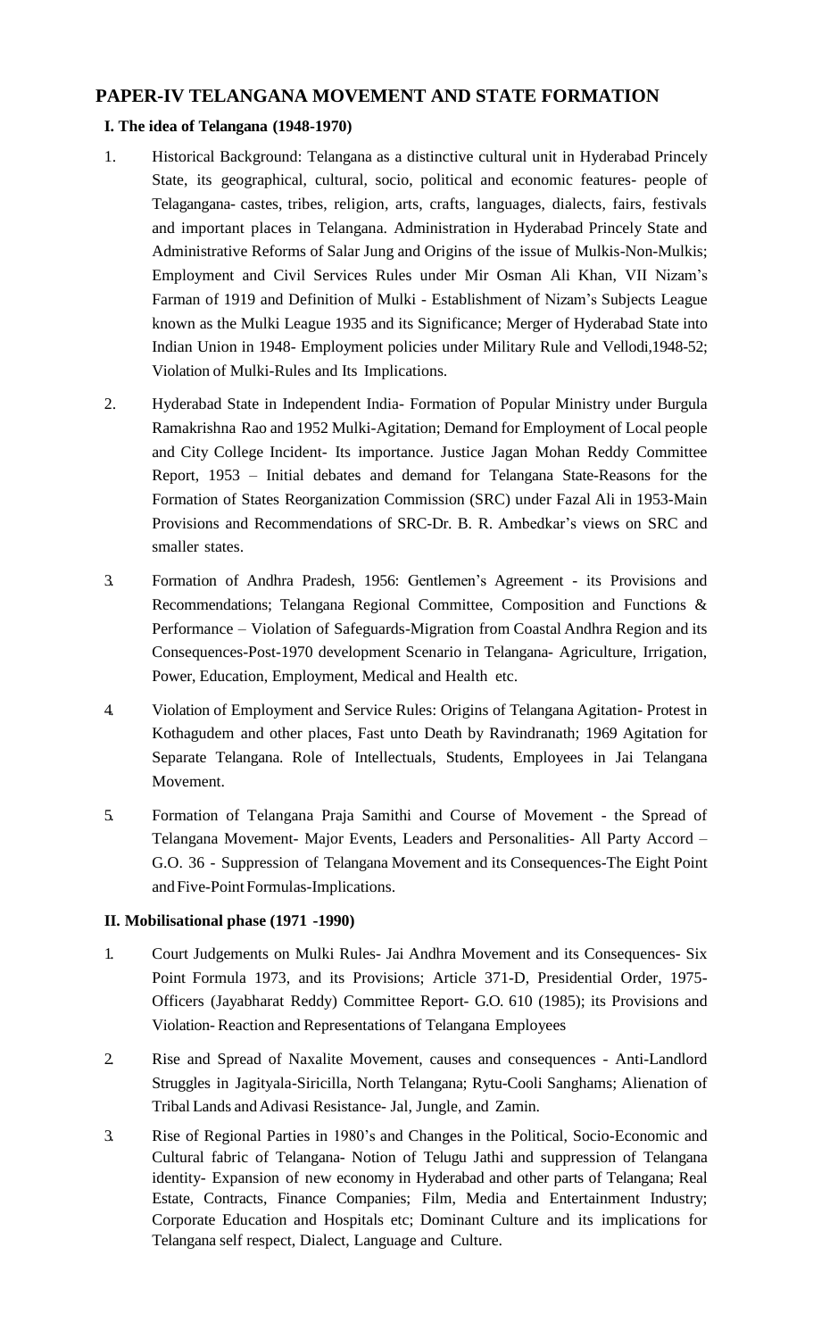## PAPER-IV TELANGANA MOVEMENT AND STATE FORMATION

### I. The idea of Telangana (1948-1970)

1. Historical Background: Telangana as a distinctive cultural unit in Hyderabad Princely State, its geographical, cultural, socio political and economic features- people of Telagangana- castes, tribes, religion, arts, crafts, languages, dialects, fairs, festivals and important places in Telangana. Administration in Hyderabad Princely State and Administrative Reforms of Salar Jung and Origins of the issue of Mulkis-Non-Mulkis; Employment and Civil Services Rules under Mir Osman Ali Khan, VII Nizam's Farman of 1919 and Definition of Mulki - Establishment of Nizam's Subjects League known as the Mulki League 1935 and its Significance; Merger of Hyderabad State into Indian Union in 1948- Employment policies under Military Rule and Vellodi,1948-52; Violation of Mulki-Rules and Its Implications.

2. Hyderabad State in Independent India- Formation of Popular Ministry under Burgula Ramakrishna Rao and 1952 Mulki-Agitation; Demand for Employment of Local people and City College Incident- Its importance. Justice Jagan Mohan Reddy Committee Report, 1953 – Initial debates and demand for Telangana State-Reasons for the Formation of States Reorganization Commission (SRC) under Fazal Ali in 1953-Main Provisions and Recommendations of SRC-Dr. B. R. Ambedkar's views on SRC and smaller states.

3. Formation of Andhra Pradesh, 1956: Gentlemen's Agreement - its Provisions and Recommendations; Telangana Regional Committee, Composition and Functions & Performance – Violation of Safeguards-Migration from Coastal Andhra Region and its Consequences-Post-1970 development Scenario in Telangana- Agriculture, Irrigation, Power, Education, Employment, Medical and Health etc.

4. Violation of Employment and Service Rules: Origins of Telangana Agitation- Protest in Kothagudem and other places, Fast unto Death by Ravindranath; 1969 Agitation for Separate Telangana. Role of Intellectuals, Students, Employees in Jai Telangana Movement.

5. Formation of Telangana Praja Samithi and Course of Movement - the Spread of Telangana Movement- Major Events, Leaders and Personalities- All Party Accord – G.O. 36 - Suppression of Telangana Movement and its Consequences-The Eight Point and Five-Point Formulas-Implications.

### II. Mobilisational phase (1971 -1990)

1. Court Judgements on Mulki Rules- Jai Andhra Movement and its Consequences- Six Point Formula 1973, and its Provisions; Article 371-D, Presidential Order, 1975- Officers (Jayabharat Reddy) Committee Report- G.O. 610 (1985); its Provisions and Violation- Reaction and Representations of Telangana Employees

2. Rise and Spread of Naxalite Movement, causes and consequences - Anti-Landlord Struggles in Jagityala-Siricilla, North Telangana; Rytu-Cooli Sanghams; Alienation of Tribal Lands and Adivasi Resistance- Jal, Jungle, and Zamin.

3. Rise of Regional Parties in 1980's and Changes in the Political, Socio-Economic and Cultural fabric of Telangana- Notion of Telugu Jathi and suppression of Telangana identity- Expansion of new economy in Hyderabad and other parts of Telangana; Real Estate, Contracts, Finance Companies; Film, Media and Entertainment Industry; Corporate Education and Hospitals etc; Dominant Culture and its implications for Telangana self respect, Dialect, Language and Culture.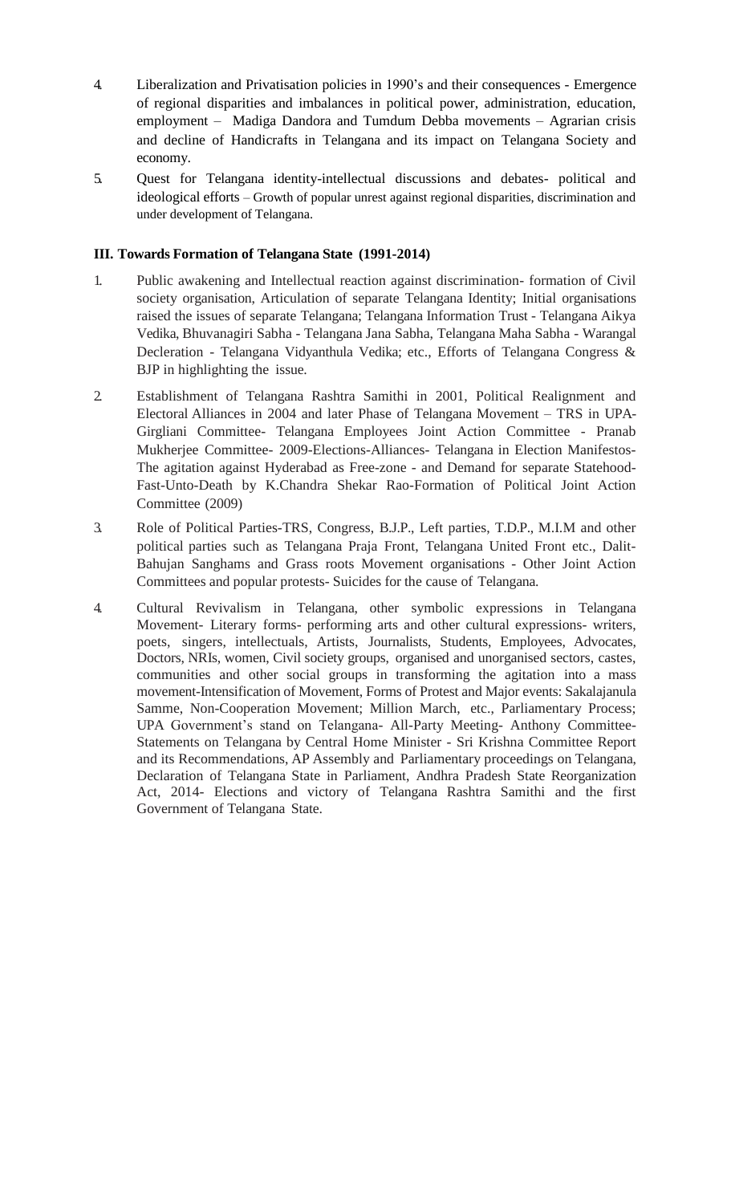4. Liberalization and Privatisation policies in 1990's and their consequences - Emergence of regional disparities and imbalances in political power, administration, education, employment – Madiga Dandora and Tumdum Debba movements – Agrarian crisis and decline of Handicrafts in Telangana and its impact on Telangana Society and economy.

5. Quest for Telangana identity-intellectual discussions and debates- political and ideological efforts – Growth of popular unrest against regional disparities, discrimination and under development of Telangana.

**III. Towards Formation of Telangana State (1991-2014)**

1. Public awakening and Intellectual reaction against discrimination- formation of Civil society organisation, Articulation of separate Telangana Identity; Initial organisations raised the issues of separate Telangana; Telangana Information Trust - Telangana Aikya Vedika, Bhuvanagiri Sabha - Telangana Jana Sabha, Telangana Maha Sabha - Warangal Decleration - Telangana Vidyanthula Vedika; etc., Efforts of Telangana Congress & BJP in highlighting the issue.

2. Establishment of Telangana Rashtra Samithi in 2001, Political Realignment and Electoral Alliances in 2004 and later Phase of Telangana Movement – TRS in UPA- Girgliani Committee- Telangana Employees Joint Action Committee - Pranab Mukherjee Committee- 2009-Elections-Alliances- Telangana in Election Manifestos- The agitation against Hyderabad as Free-zone - and Demand for separate Statehood- Fast-Unto-Death by K.Chandra Shekar Rao-Formation of Political Joint Action Committee (2009)

3. Role of Political Parties-TRS, Congress, B.J.P., Left parties, T.D.P., M.I.M and other political parties such as Telangana Praja Front, Telangana United Front etc., Dalit-Bahujan Sanghams and Grass roots Movement organisations - Other Joint Action Committees and popular protests- Suicides for the cause of Telangana.

4. Cultural Revivalism in Telangana, other symbolic expressions in Telangana Movement- Literary forms- performing arts and other cultural expressions- writers, poets, singers, intellectuals, Artists, Journalists, Students, Employees, Advocates, Doctors, NRIs, women, Civil society groups, organised and unorganised sectors, castes, communities and other social groups in transforming the agitation into a mass movement-Intensification of Movement, Forms of Protest and Major events: Sakalajanula Samme, Non-Cooperation Movement; Million March, etc., Parliamentary Process; UPA Government's stand on Telangana- All-Party Meeting- Anthony Committee- Statements on Telangana by Central Home Minister - Sri Krishna Committee Report and its Recommendations, AP Assembly and Parliamentary proceedings on Telangana, Declaration of Telangana State in Parliament, Andhra Pradesh State Reorganization Act, 2014- Elections and victory of Telangana Rashtra Samithi and the first Government of Telangana State.